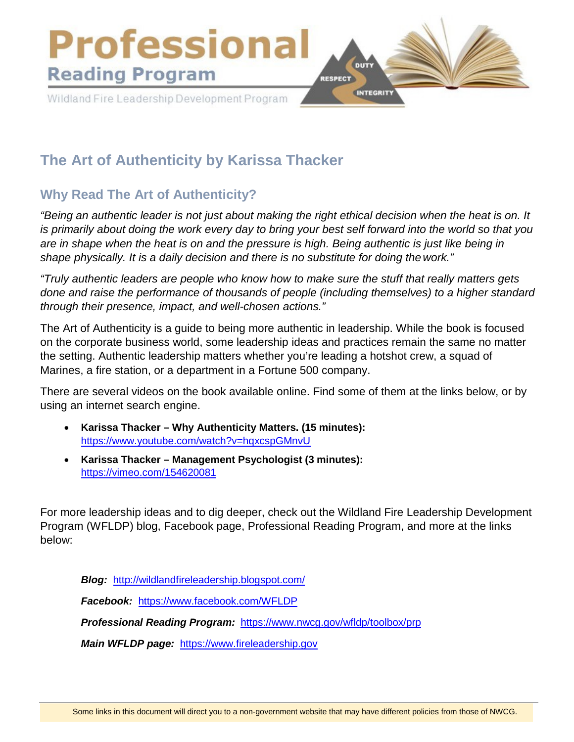# Professional Reading Program

Wildland Fire Leadership Development Program

DUTY RESPECT INTEGRITY

## The Art of Authenticity by Karissa Thacker

### Why Read The Art of Authenticity?

*"Being an authentic leader is not just about making the right ethical decision when the heat is on. It is primarily about doing the work every day to bring your best self forward into the world so that you are in shape when the heat is on and the pressure is high. Being authentic is just like being in shape physically. It is a daily decision and there is no substitute for doing the work."*

*"Truly authentic leaders are people who know how to make sure the stuff that really matters gets done and raise the performance of thousands of people (including themselves) to a higher standard through their presence, impact, and well-chosen actions."*

The Art of Authenticity is a guide to being more authentic in leadership. While the book is focused on the corporate business world, some leadership ideas and practices remain the same no matter the setting. Authentic leadership matters whether you're leading a hotshot crew, a squad of Marines, a fire station, or a department in a Fortune 500 company.

There are several videos on the book available online. Find some of them at the links below, or by using an internet search engine.

- **Karissa Thacker – Why Authenticity Matters. (15 minutes):** https://www.youtube.com/watch?v=hqxcspGMnvU
- **Karissa Thacker – Management Psychologist (3 minutes):** https://vimeo.com/154620081

For more leadership ideas and to dig deeper, check out the Wildland Fire Leadership Development Program (WFLDP) blog, Facebook page, Professional Reading Program, and more at the links below:

***Blog:*** http://wildlandfireleadership.blogspot.com/

***Facebook:*** https://www.facebook.com/WFLDP

***Professional Reading Program:*** https://www.nwcg.gov/wfldp/toolbox/prp

***Main WFLDP page:*** https://www.fireleadership.gov

Some links in this document will direct you to a non-government website that may have different policies from those of NWCG.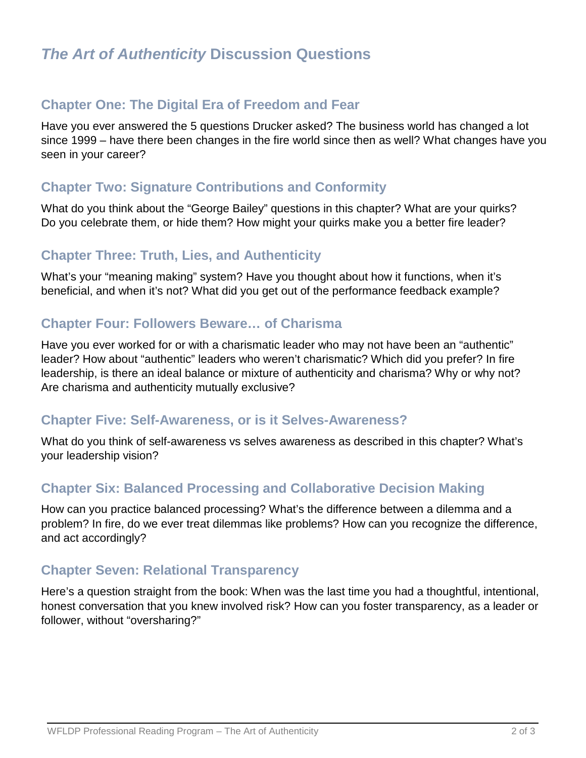# *The Art of Authenticity* Discussion Questions

## Chapter One: The Digital Era of Freedom and Fear

Have you ever answered the 5 questions Drucker asked? The business world has changed a lot since 1999 – have there been changes in the fire world since then as well? What changes have you seen in your career?

## Chapter Two: Signature Contributions and Conformity

What do you think about the "George Bailey" questions in this chapter? What are your quirks? Do you celebrate them, or hide them? How might your quirks make you a better fire leader?

## Chapter Three: Truth, Lies, and Authenticity

What's your "meaning making" system? Have you thought about how it functions, when it's beneficial, and when it's not? What did you get out of the performance feedback example?

## Chapter Four: Followers Beware… of Charisma

Have you ever worked for or with a charismatic leader who may not have been an "authentic" leader? How about "authentic" leaders who weren't charismatic? Which did you prefer? In fire leadership, is there an ideal balance or mixture of authenticity and charisma? Why or why not? Are charisma and authenticity mutually exclusive?

## Chapter Five: Self-Awareness, or is it Selves-Awareness?

What do you think of self-awareness vs selves awareness as described in this chapter? What's your leadership vision?

## Chapter Six: Balanced Processing and Collaborative Decision Making

How can you practice balanced processing? What's the difference between a dilemma and a problem? In fire, do we ever treat dilemmas like problems? How can you recognize the difference, and act accordingly?

## Chapter Seven: Relational Transparency

Here's a question straight from the book: When was the last time you had a thoughtful, intentional, honest conversation that you knew involved risk? How can you foster transparency, as a leader or follower, without "oversharing?"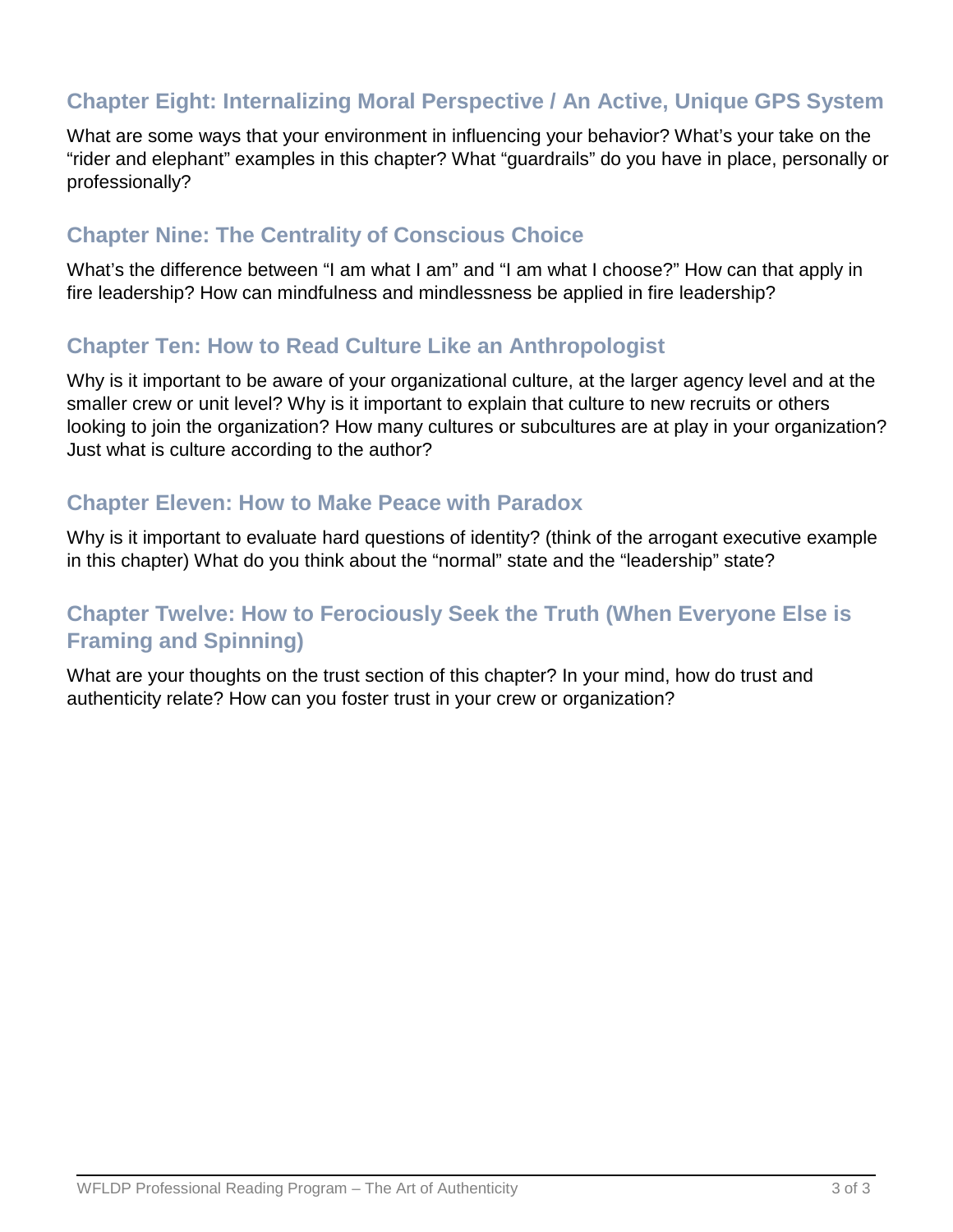## Chapter Eight: Internalizing Moral Perspective / An Active, Unique GPS System

What are some ways that your environment in influencing your behavior? What's your take on the "rider and elephant" examples in this chapter? What "guardrails" do you have in place, personally or professionally?

## Chapter Nine: The Centrality of Conscious Choice

What's the difference between "I am what I am" and "I am what I choose?" How can that apply in fire leadership? How can mindfulness and mindlessness be applied in fire leadership?

## Chapter Ten: How to Read Culture Like an Anthropologist

Why is it important to be aware of your organizational culture, at the larger agency level and at the smaller crew or unit level? Why is it important to explain that culture to new recruits or others looking to join the organization? How many cultures or subcultures are at play in your organization? Just what is culture according to the author?

## Chapter Eleven: How to Make Peace with Paradox

Why is it important to evaluate hard questions of identity? (think of the arrogant executive example in this chapter) What do you think about the "normal" state and the "leadership" state?

## Chapter Twelve: How to Ferociously Seek the Truth (When Everyone Else is Framing and Spinning)

What are your thoughts on the trust section of this chapter? In your mind, how do trust and authenticity relate? How can you foster trust in your crew or organization?